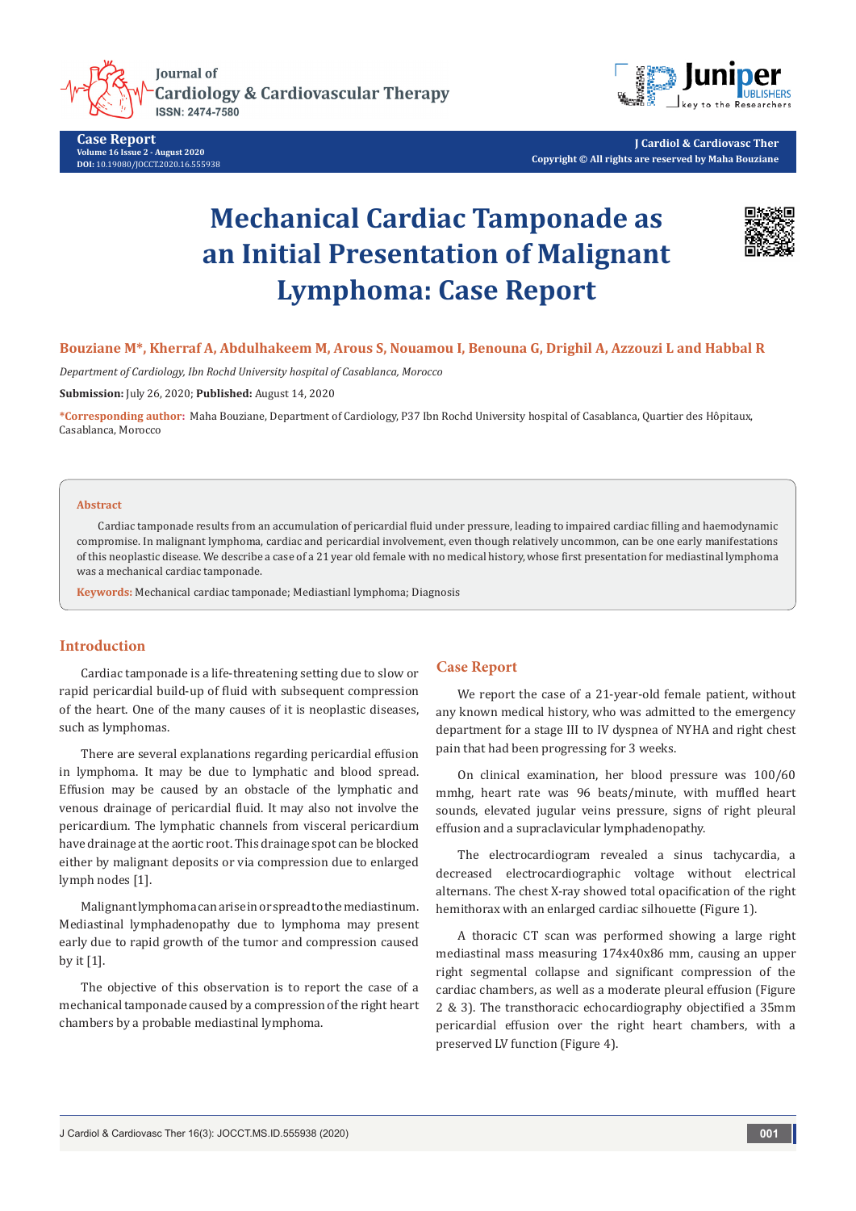# Mechanical Cardiac Tamponade as an Initial Presentation of Malignant Lymphoma: Case Report

**Bouziane M*, Kherraf A, Abdulhakeem M, Arous S, Nouamou I, Benouna G, Drighil A, Azzouzi L and Habbal R**

*Department of Cardiology, Ibn Rochd University hospital of Casablanca, Morocco*

**Submission:** July 26, 2020; **Published:** August 14, 2020

***Corresponding author:** Maha Bouziane, Department of Cardiology, P37 Ibn Rochd University hospital of Casablanca, Quartier des Hôpitaux, Casablanca, Morocco

## Abstract

Cardiac tamponade results from an accumulation of pericardial fluid under pressure, leading to impaired cardiac filling and haemodynamic compromise. In malignant lymphoma, cardiac and pericardial involvement, even though relatively uncommon, can be one early manifestations of this neoplastic disease. We describe a case of a 21 year old female with no medical history, whose first presentation for mediastinal lymphoma was a mechanical cardiac tamponade.

**Keywords:** Mechanical cardiac tamponade; Mediastianl lymphoma; Diagnosis

## Introduction

Cardiac tamponade is a life-threatening setting due to slow or rapid pericardial build-up of fluid with subsequent compression of the heart. One of the many causes of it is neoplastic diseases, such as lymphomas.

There are several explanations regarding pericardial effusion in lymphoma. It may be due to lymphatic and blood spread. Effusion may be caused by an obstacle of the lymphatic and venous drainage of pericardial fluid. It may also not involve the pericardium. The lymphatic channels from visceral pericardium have drainage at the aortic root. This drainage spot can be blocked either by malignant deposits or via compression due to enlarged lymph nodes [1].

Malignant lymphoma can arise in or spread to the mediastinum. Mediastinal lymphadenopathy due to lymphoma may present early due to rapid growth of the tumor and compression caused by it [1].

The objective of this observation is to report the case of a mechanical tamponade caused by a compression of the right heart chambers by a probable mediastinal lymphoma.

## Case Report

We report the case of a 21-year-old female patient, without any known medical history, who was admitted to the emergency department for a stage III to IV dyspnea of NYHA and right chest pain that had been progressing for 3 weeks.

On clinical examination, her blood pressure was 100/60 mmhg, heart rate was 96 beats/minute, with muffled heart sounds, elevated jugular veins pressure, signs of right pleural effusion and a supraclavicular lymphadenopathy.

The electrocardiogram revealed a sinus tachycardia, a decreased electrocardiographic voltage without electrical alternans. The chest X-ray showed total opacification of the right hemithorax with an enlarged cardiac silhouette (Figure 1).

A thoracic CT scan was performed showing a large right mediastinal mass measuring 174x40x86 mm, causing an upper right segmental collapse and significant compression of the cardiac chambers, as well as a moderate pleural effusion (Figure 2 & 3). The transthoracic echocardiography objectified a 35mm pericardial effusion over the right heart chambers, with a preserved LV function (Figure 4).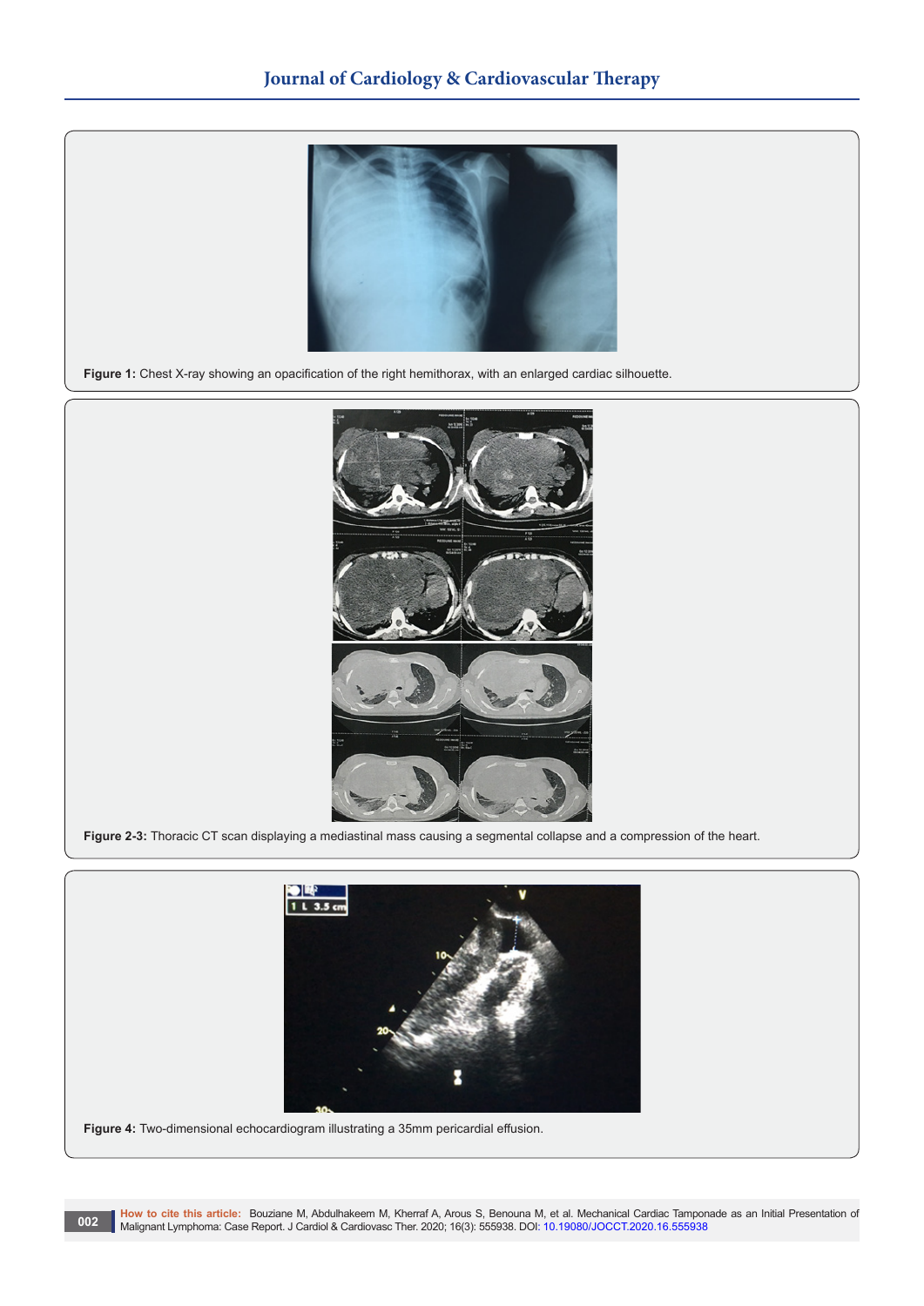**Figure 1:** Chest X-ray showing an opacification of the right hemithorax, with an enlarged cardiac silhouette.

**Figure 2-3:** Thoracic CT scan displaying a mediastinal mass causing a segmental collapse and a compression of the heart.

**Figure 4:** Two-dimensional echocardiogram illustrating a 35mm pericardial effusion.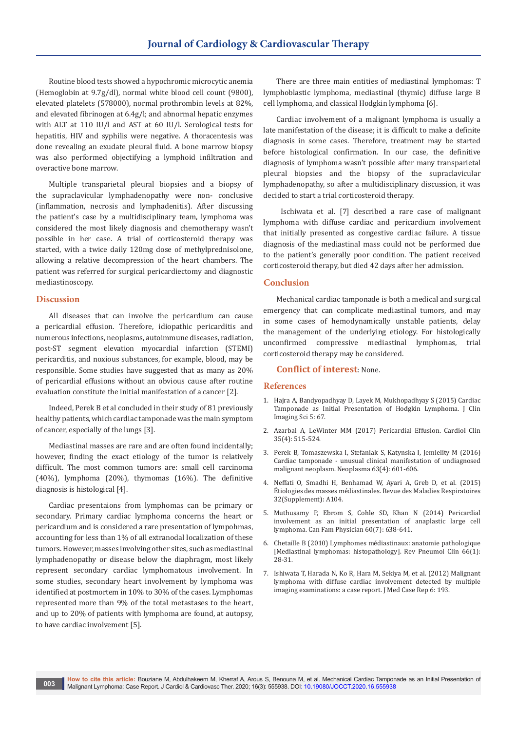Routine blood tests showed a hypochromic microcytic anemia (Hemoglobin at 9.7g/dl), normal white blood cell count (9800), elevated platelets (578000), normal prothrombin levels at 82%, and elevated fibrinogen at 6.4g/l; and abnormal hepatic enzymes with ALT at 110 IU/l and AST at 60 IU/l. Serological tests for hepatitis, HIV and syphilis were negative. A thoracentesis was done revealing an exudate pleural fluid. A bone marrow biopsy was also performed objectifying a lymphoid infiltration and overactive bone marrow.

Multiple transparietal pleural biopsies and a biopsy of the supraclavicular lymphadenopathy were non- conclusive (inflammation, necrosis and lymphadenitis). After discussing the patient's case by a multidisciplinary team, lymphoma was considered the most likely diagnosis and chemotherapy wasn't possible in her case. A trial of corticosteroid therapy was started, with a twice daily 120mg dose of methylprednisolone, allowing a relative decompression of the heart chambers. The patient was referred for surgical pericardiectomy and diagnostic mediastinoscopy.

## Discussion

All diseases that can involve the pericardium can cause a pericardial effusion. Therefore, idiopathic pericarditis and numerous infections, neoplasms, autoimmune diseases, radiation, post-ST segment elevation myocardial infarction (STEMI) pericarditis, and noxious substances, for example, blood, may be responsible. Some studies have suggested that as many as 20% of pericardial effusions without an obvious cause after routine evaluation constitute the initial manifestation of a cancer [2].

Indeed, Perek B et al concluded in their study of 81 previously healthy patients, which cardiac tamponade was the main symptom of cancer, especially of the lungs [3].

Mediastinal masses are rare and are often found incidentally; however, finding the exact etiology of the tumor is relatively difficult. The most common tumors are: small cell carcinoma (40%), lymphoma (20%), thymomas (16%). The definitive diagnosis is histological [4].

Cardiac presentaions from lymphomas can be primary or secondary. Primary cardiac lymphoma concerns the heart or pericardium and is considered a rare presentation of lympohmas, accounting for less than 1% of all extranodal localization of these tumors. However, masses involving other sites, such as mediastinal lymphadenopathy or disease below the diaphragm, most likely represent secondary cardiac lymphomatous involvement. In some studies, secondary heart involvement by lymphoma was identified at postmortem in 10% to 30% of the cases. Lymphomas represented more than 9% of the total metastases to the heart, and up to 20% of patients with lymphoma are found, at autopsy, to have cardiac involvement [5].

There are three main entities of mediastinal lymphomas: T lymphoblastic lymphoma, mediastinal (thymic) diffuse large B cell lymphoma, and classical Hodgkin lymphoma [6].

Cardiac involvement of a malignant lymphoma is usually a late manifestation of the disease; it is difficult to make a definite diagnosis in some cases. Therefore, treatment may be started before histological confirmation. In our case, the definitive diagnosis of lymphoma wasn't possible after many transparietal pleural biopsies and the biopsy of the supraclavicular lymphadenopathy, so after a multidisciplinary discussion, it was decided to start a trial corticosteroid therapy.

Ischiwata et al. [7] described a rare case of malignant lymphoma with diffuse cardiac and pericardium involvement that initially presented as congestive cardiac failure. A tissue diagnosis of the mediastinal mass could not be performed due to the patient's generally poor condition. The patient received corticosteroid therapy, but died 42 days after her admission.

## Conclusion

Mechanical cardiac tamponade is both a medical and surgical emergency that can complicate mediastinal tumors, and may in some cases of hemodynamically unstable patients, delay the management of the underlying etiology. For histologically unconfirmed compressive mediastinal lymphomas, trial corticosteroid therapy may be considered.

**Conflict of interest**: None.

## References

1. Hajra A, Bandyopadhyay D, Layek M, Mukhopadhyay S (2015) Cardiac Tamponade as Initial Presentation of Hodgkin Lymphoma. J Clin Imaging Sci 5: 67.
2. Azarbal A, LeWinter MM (2017) Pericardial Effusion. Cardiol Clin 35(4): 515-524.
3. Perek B, Tomaszewska I, Stefaniak S, Katynska I, Jemielity M (2016) Cardiac tamponade - unusual clinical manifestation of undiagnosed malignant neoplasm. Neoplasma 63(4): 601-606.
4. Neffati O, Smadhi H, Benhamad W, Ayari A, Greb D, et al. (2015) Étiologies des masses médiastinales. Revue des Maladies Respiratoires 32(Supplement): A104.
5. Muthusamy P, Ebrom S, Cohle SD, Khan N (2014) Pericardial involvement as an initial presentation of anaplastic large cell lymphoma. Can Fam Physician 60(7): 638-641.
6. Chetaille B (2010) Lymphomes médiastinaux: anatomie pathologique [Mediastinal lymphomas: histopathology]. Rev Pneumol Clin 66(1): 28-31.
7. Ishiwata T, Harada N, Ko R, Hara M, Sekiya M, et al. (2012) Malignant lymphoma with diffuse cardiac involvement detected by multiple imaging examinations: a case report. J Med Case Rep 6: 193.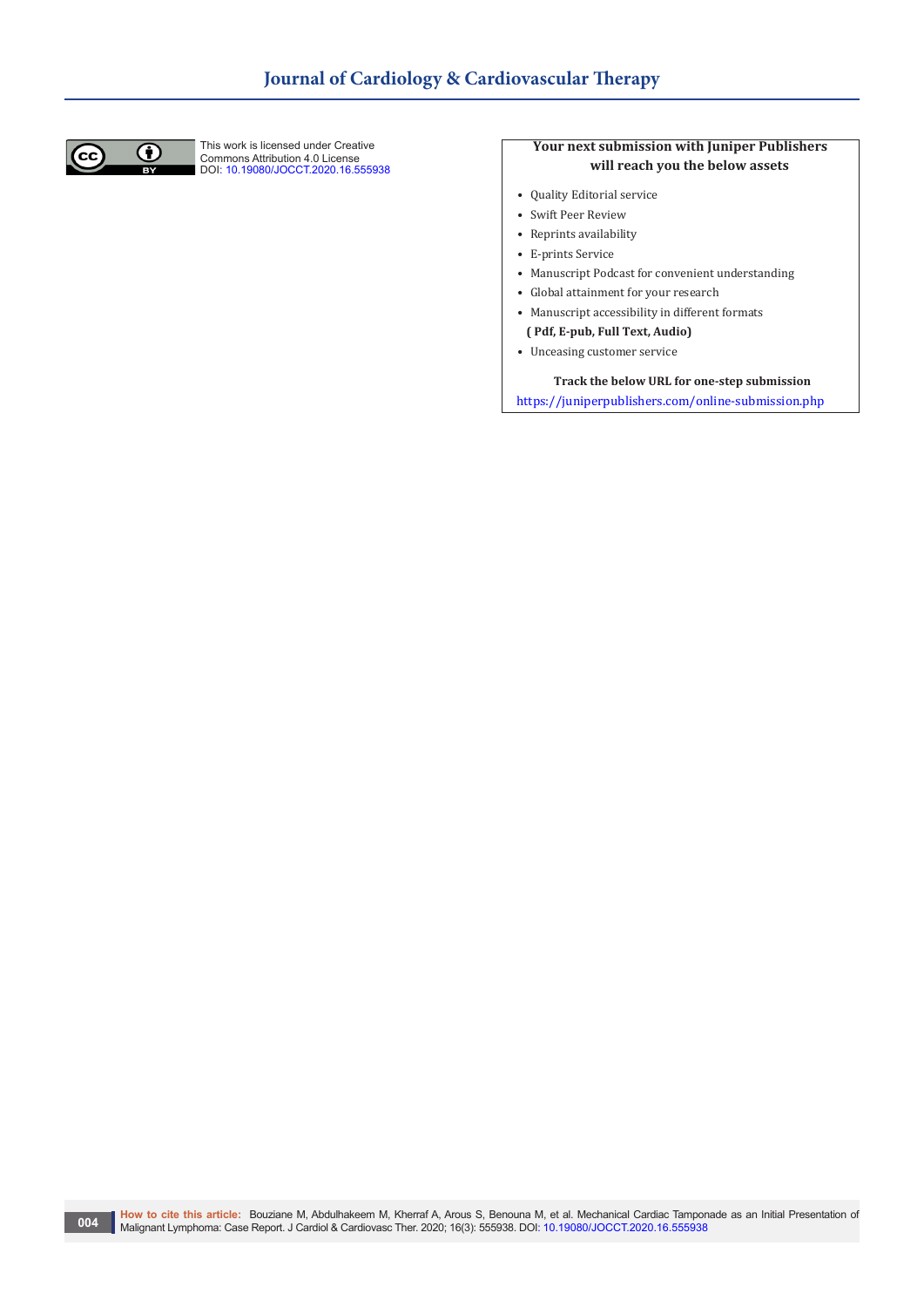This work is licensed under Creative Commons Attribution 4.0 License
DOI: 10.19080/JOCCT.2020.16.555938

**Your next submission with Juniper Publishers will reach you the below assets**

- Quality Editorial service
- Swift Peer Review
- Reprints availability
- E-prints Service
- Manuscript Podcast for convenient understanding
- Global attainment for your research
- Manuscript accessibility in different formats

**( Pdf, E-pub, Full Text, Audio)**

- Unceasing customer service

**Track the below URL for one-step submission**

https://juniperpublishers.com/online-submission.php

**How to cite this article:** Bouziane M, Abdulhakeem M, Kherraf A, Arous S, Benouna M, et al. Mechanical Cardiac Tamponade as an Initial Presentation of Malignant Lymphoma: Case Report. J Cardiol & Cardiovasc Ther. 2020; 16(3): 555938. DOI: 10.19080/JOCCT.2020.16.555938